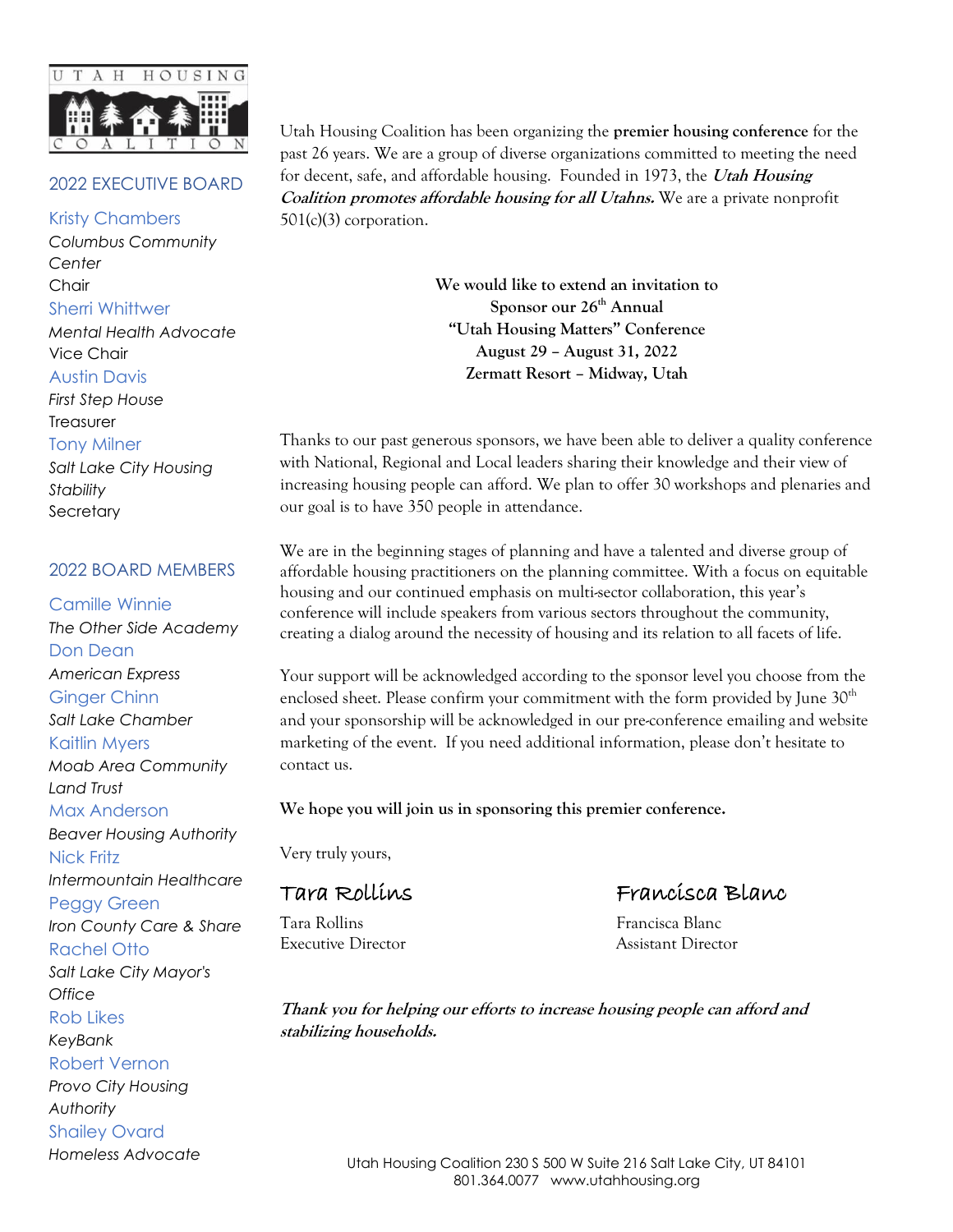UTAH HOUSING COALITION

## 2022 EXECUTIVE BOARD

Kristy Chambers
*Columbus Community Center*
Chair

Sherri Whittwer
*Mental Health Advocate*
Vice Chair

Austin Davis
*First Step House*
Treasurer

Tony Milner
*Salt Lake City Housing Stability*
Secretary

## 2022 BOARD MEMBERS

Camille Winnie
*The Other Side Academy*

Don Dean
*American Express*

Ginger Chinn
*Salt Lake Chamber*

Kaitlin Myers
*Moab Area Community Land Trust*

Max Anderson
*Beaver Housing Authority*

Nick Fritz
*Intermountain Healthcare*

Peggy Green
*Iron County Care & Share*

Rachel Otto
*Salt Lake City Mayor's Office*

Rob Likes
*KeyBank*

Robert Vernon
*Provo City Housing Authority*

Shailey Ovard
*Homeless Advocate*

---

Utah Housing Coalition has been organizing the **premier housing conference** for the past 26 years. We are a group of diverse organizations committed to meeting the need for decent, safe, and affordable housing. Founded in 1973, the ***Utah Housing Coalition promotes affordable housing for all Utahns.*** We are a private nonprofit 501(c)(3) corporation.

**We would like to extend an invitation to**
**Sponsor our 26th Annual**
**"Utah Housing Matters" Conference**
**August 29 – August 31, 2022**
**Zermatt Resort – Midway, Utah**

Thanks to our past generous sponsors, we have been able to deliver a quality conference with National, Regional and Local leaders sharing their knowledge and their view of increasing housing people can afford. We plan to offer 30 workshops and plenaries and our goal is to have 350 people in attendance.

We are in the beginning stages of planning and have a talented and diverse group of affordable housing practitioners on the planning committee. With a focus on equitable housing and our continued emphasis on multi-sector collaboration, this year's conference will include speakers from various sectors throughout the community, creating a dialog around the necessity of housing and its relation to all facets of life.

Your support will be acknowledged according to the sponsor level you choose from the enclosed sheet. Please confirm your commitment with the form provided by June 30th and your sponsorship will be acknowledged in our pre-conference emailing and website marketing of the event. If you need additional information, please don't hesitate to contact us.

**We hope you will join us in sponsoring this premier conference.**

Very truly yours,

*Tara Rollins*
Tara Rollins
Executive Director

*Francisca Blanc*
Francisca Blanc
Assistant Director

***Thank you for helping our efforts to increase housing people can afford and stabilizing households.***

Utah Housing Coalition 230 S 500 W Suite 216 Salt Lake City, UT 84101
801.364.0077 www.utahhousing.org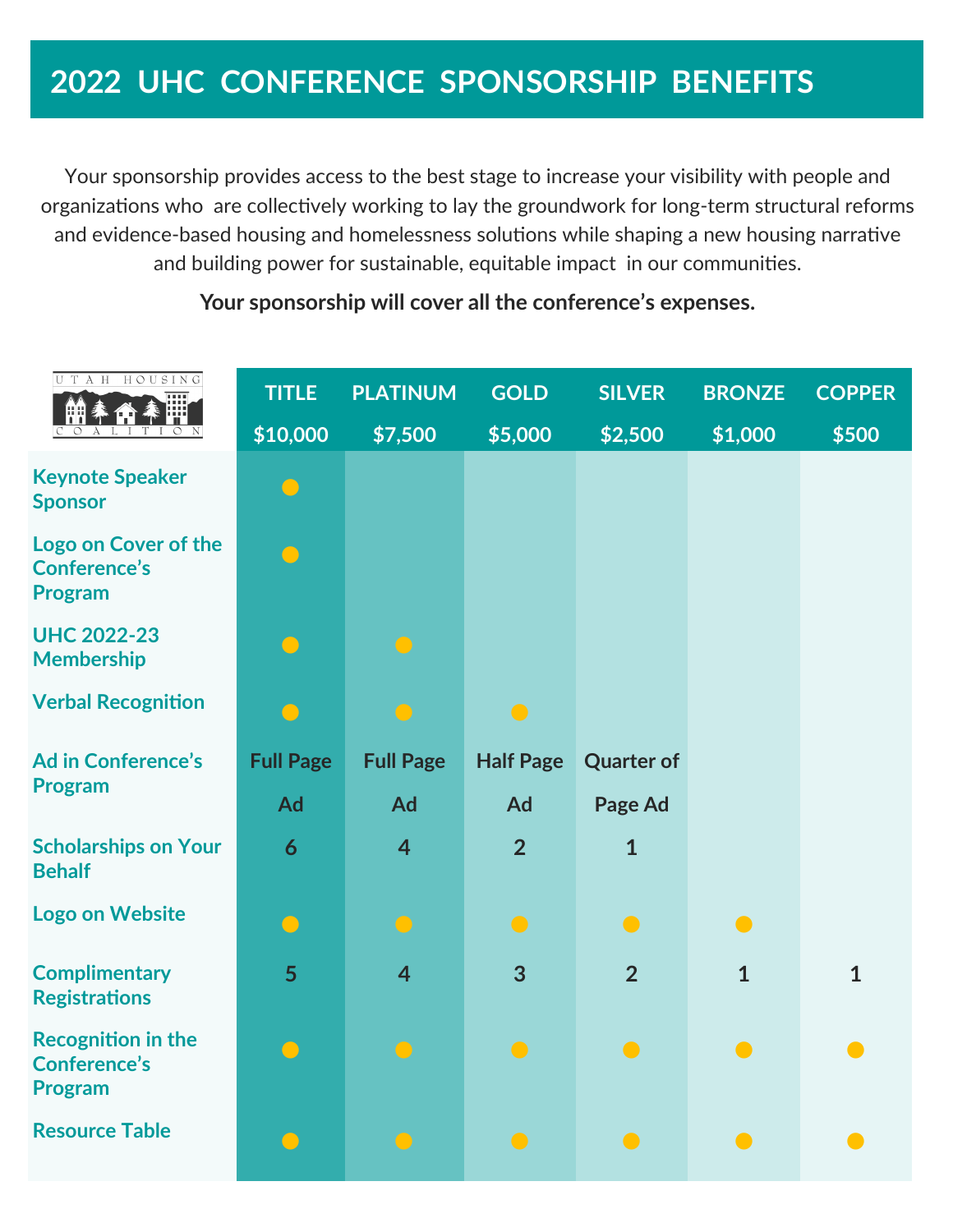# 2022 UHC CONFERENCE SPONSORSHIP BENEFITS

Your sponsorship provides access to the best stage to increase your visibility with people and organizations who are collectively working to lay the groundwork for long-term structural reforms and evidence-based housing and homelessness solutions while shaping a new housing narrative and building power for sustainable, equitable impact in our communities.

**Your sponsorship will cover all the conference's expenses.**

| UTAH HOUSING COALITION | TITLE $10,000 | PLATINUM $7,500 | GOLD $5,000 | SILVER $2,500 | BRONZE $1,000 | COPPER $500 |
|---|---|---|---|---|---|---|
| Keynote Speaker Sponsor | ● | | | | | |
| Logo on Cover of the Conference's Program | ● | | | | | |
| UHC 2022-23 Membership | ● | ● | | | | |
| Verbal Recognition | ● | ● | ● | | | |
| Ad in Conference's Program | Full Page Ad | Full Page Ad | Half Page Ad | Quarter of Page Ad | | |
| Scholarships on Your Behalf | 6 | 4 | 2 | 1 | | |
| Logo on Website | ● | ● | ● | ● | ● | |
| Complimentary Registrations | 5 | 4 | 3 | 2 | 1 | 1 |
| Recognition in the Conference's Program | ● | ● | ● | ● | ● | ● |
| Resource Table | ● | ● | ● | ● | ● | ● |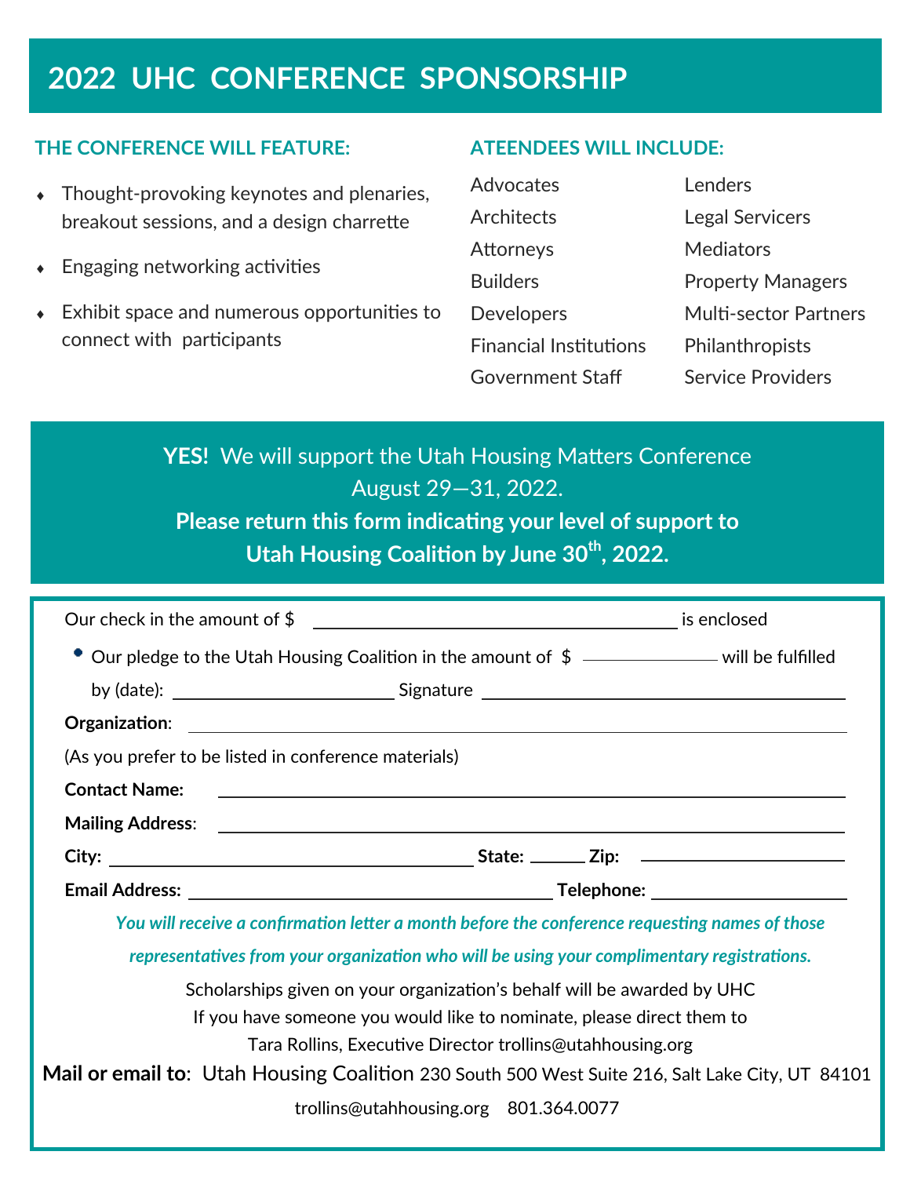# 2022 UHC CONFERENCE SPONSORSHIP

## THE CONFERENCE WILL FEATURE:

- Thought-provoking keynotes and plenaries, breakout sessions, and a design charrette
- Engaging networking activities
- Exhibit space and numerous opportunities to connect with participants

## ATEENDEES WILL INCLUDE:

Advocates
Architects
Attorneys
Builders
Developers
Financial Institutions
Government Staff
Lenders
Legal Servicers
Mediators
Property Managers
Multi-sector Partners
Philanthropists
Service Providers

**YES!** We will support the Utah Housing Matters Conference August 29—31, 2022.

**Please return this form indicating your level of support to Utah Housing Coalition by June 30th, 2022.**

Our check in the amount of $ ______________________ is enclosed

- Our pledge to the Utah Housing Coalition in the amount of $ __________ will be fulfilled by (date): ______________ Signature ______________________

**Organization**: ______________________________

(As you prefer to be listed in conference materials)

**Contact Name:** ______________________________

**Mailing Address**: ______________________________

**City:** ______________________ **State:** ____ **Zip:** ____________

**Email Address:** ______________________ **Telephone:** ____________

***You will receive a confirmation letter a month before the conference requesting names of those representatives from your organization who will be using your complimentary registrations.***

Scholarships given on your organization's behalf will be awarded by UHC
If you have someone you would like to nominate, please direct them to
Tara Rollins, Executive Director trollins@utahhousing.org

**Mail or email to**: Utah Housing Coalition 230 South 500 West Suite 216, Salt Lake City, UT 84101

trollins@utahhousing.org 801.364.0077